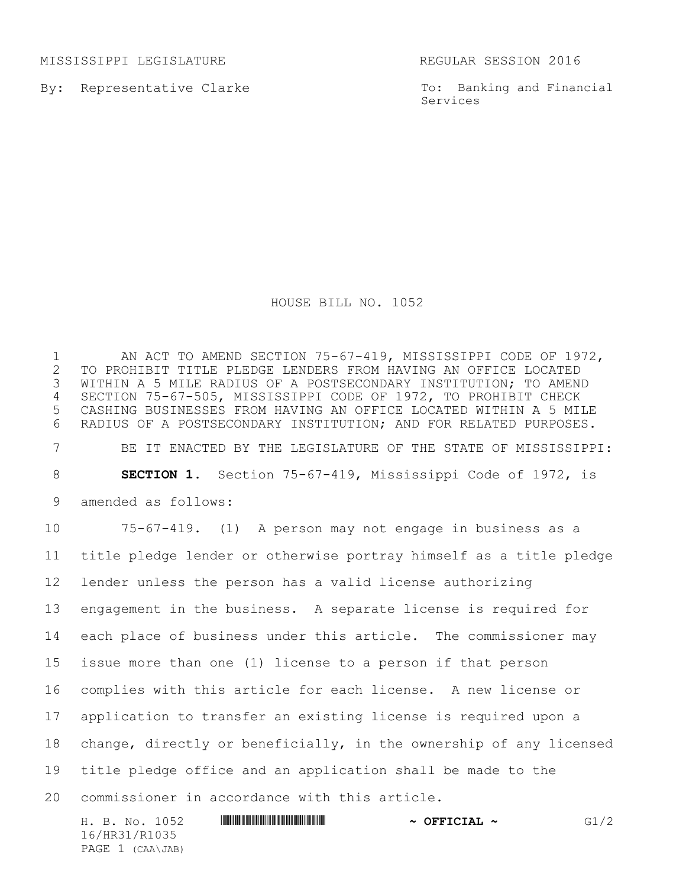MISSISSIPPI LEGISLATURE REGULAR SESSION 2016

By: Representative Clarke

To: Banking and Financial Services

# HOUSE BILL NO. 1052

AN ACT TO AMEND SECTION 75-67-419, MISSISSIPPI CODE OF 1972, TO PROHIBIT TITLE PLEDGE LENDERS FROM HAVING AN OFFICE LOCATED WITHIN A 5 MILE RADIUS OF A POSTSECONDARY INSTITUTION; TO AMEND SECTION 75-67-505, MISSISSIPPI CODE OF 1972, TO PROHIBIT CHECK CASHING BUSINESSES FROM HAVING AN OFFICE LOCATED WITHIN A 5 MILE RADIUS OF A POSTSECONDARY INSTITUTION; AND FOR RELATED PURPOSES.

BE IT ENACTED BY THE LEGISLATURE OF THE STATE OF MISSISSIPPI:

**SECTION 1.** Section 75-67-419, Mississippi Code of 1972, is amended as follows:

75-67-419. (1) A person may not engage in business as a title pledge lender or otherwise portray himself as a title pledge lender unless the person has a valid license authorizing engagement in the business. A separate license is required for each place of business under this article. The commissioner may issue more than one (1) license to a person if that person complies with this article for each license. A new license or application to transfer an existing license is required upon a change, directly or beneficially, in the ownership of any licensed title pledge office and an application shall be made to the commissioner in accordance with this article.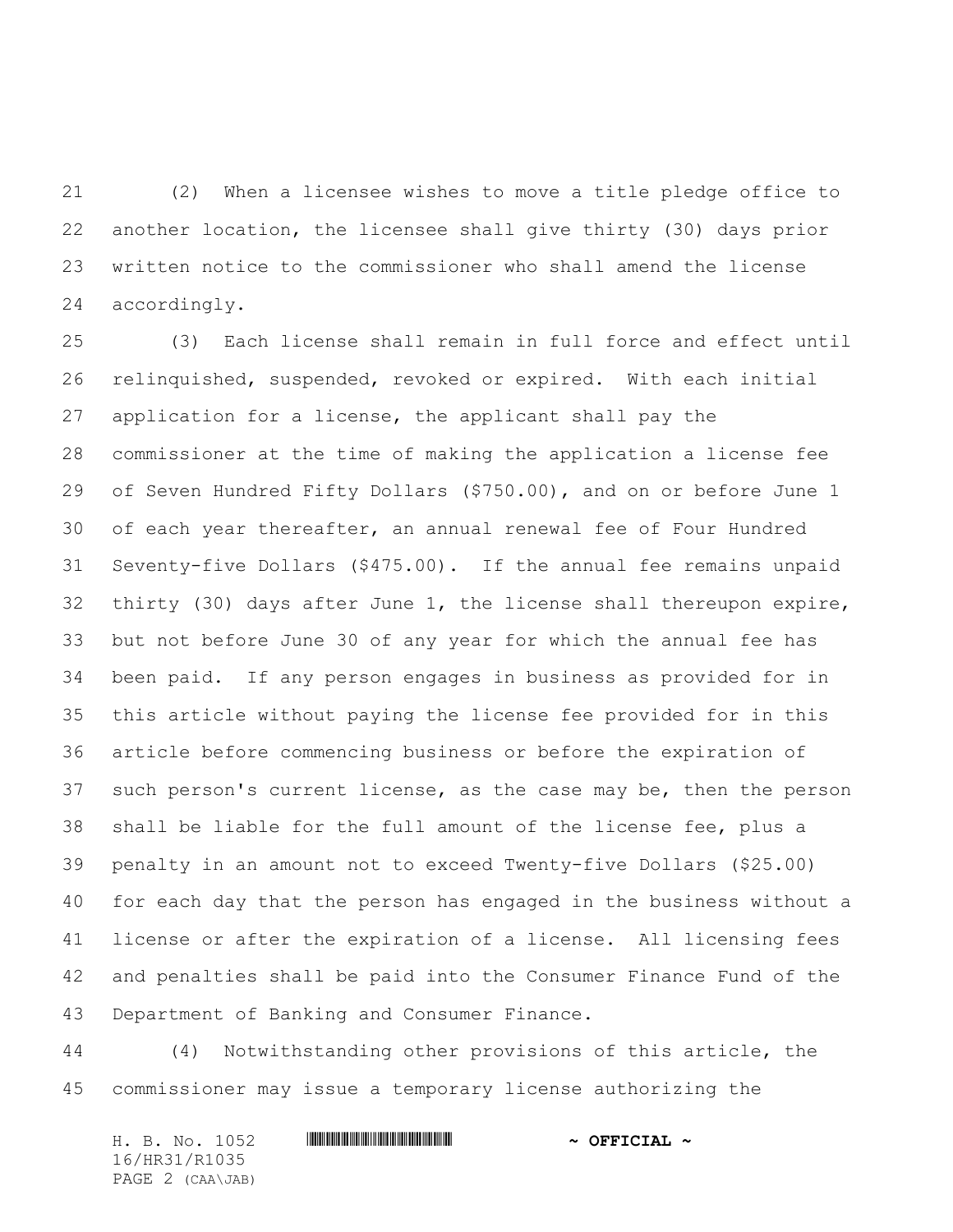(2) When a licensee wishes to move a title pledge office to another location, the licensee shall give thirty (30) days prior written notice to the commissioner who shall amend the license accordingly.

(3) Each license shall remain in full force and effect until relinquished, suspended, revoked or expired. With each initial application for a license, the applicant shall pay the commissioner at the time of making the application a license fee of Seven Hundred Fifty Dollars ($750.00), and on or before June 1 of each year thereafter, an annual renewal fee of Four Hundred Seventy-five Dollars ($475.00). If the annual fee remains unpaid thirty (30) days after June 1, the license shall thereupon expire, but not before June 30 of any year for which the annual fee has been paid. If any person engages in business as provided for in this article without paying the license fee provided for in this article before commencing business or before the expiration of such person's current license, as the case may be, then the person shall be liable for the full amount of the license fee, plus a penalty in an amount not to exceed Twenty-five Dollars ($25.00) for each day that the person has engaged in the business without a license or after the expiration of a license. All licensing fees and penalties shall be paid into the Consumer Finance Fund of the Department of Banking and Consumer Finance.

(4) Notwithstanding other provisions of this article, the commissioner may issue a temporary license authorizing the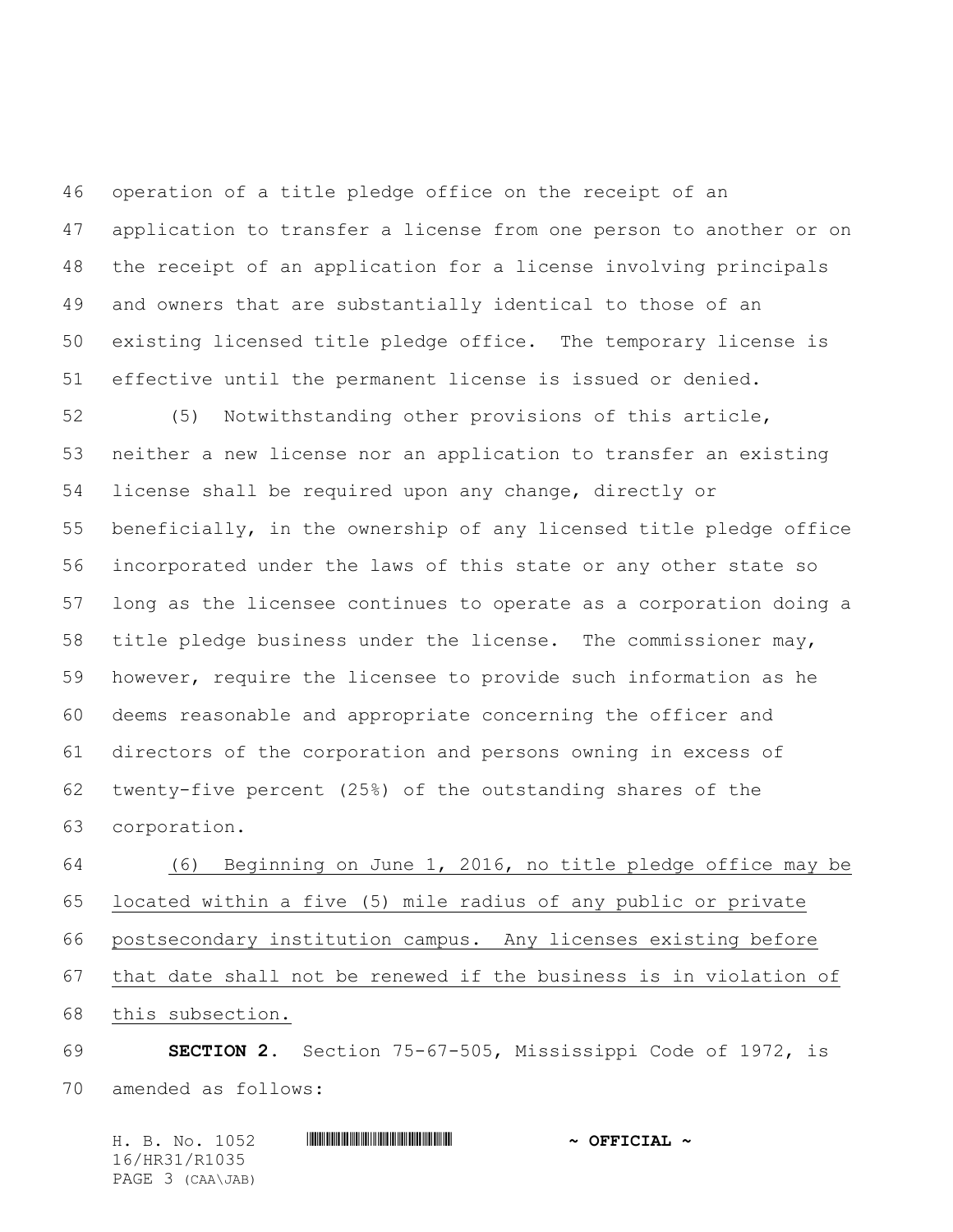operation of a title pledge office on the receipt of an application to transfer a license from one person to another or on the receipt of an application for a license involving principals and owners that are substantially identical to those of an existing licensed title pledge office. The temporary license is effective until the permanent license is issued or denied.

(5) Notwithstanding other provisions of this article, neither a new license nor an application to transfer an existing license shall be required upon any change, directly or beneficially, in the ownership of any licensed title pledge office incorporated under the laws of this state or any other state so long as the licensee continues to operate as a corporation doing a title pledge business under the license. The commissioner may, however, require the licensee to provide such information as he deems reasonable and appropriate concerning the officer and directors of the corporation and persons owning in excess of twenty-five percent (25%) of the outstanding shares of the corporation.

<u>(6) Beginning on June 1, 2016, no title pledge office may be located within a five (5) mile radius of any public or private postsecondary institution campus. Any licenses existing before that date shall not be renewed if the business is in violation of this subsection.</u>

**SECTION 2.** Section 75-67-505, Mississippi Code of 1972, is amended as follows: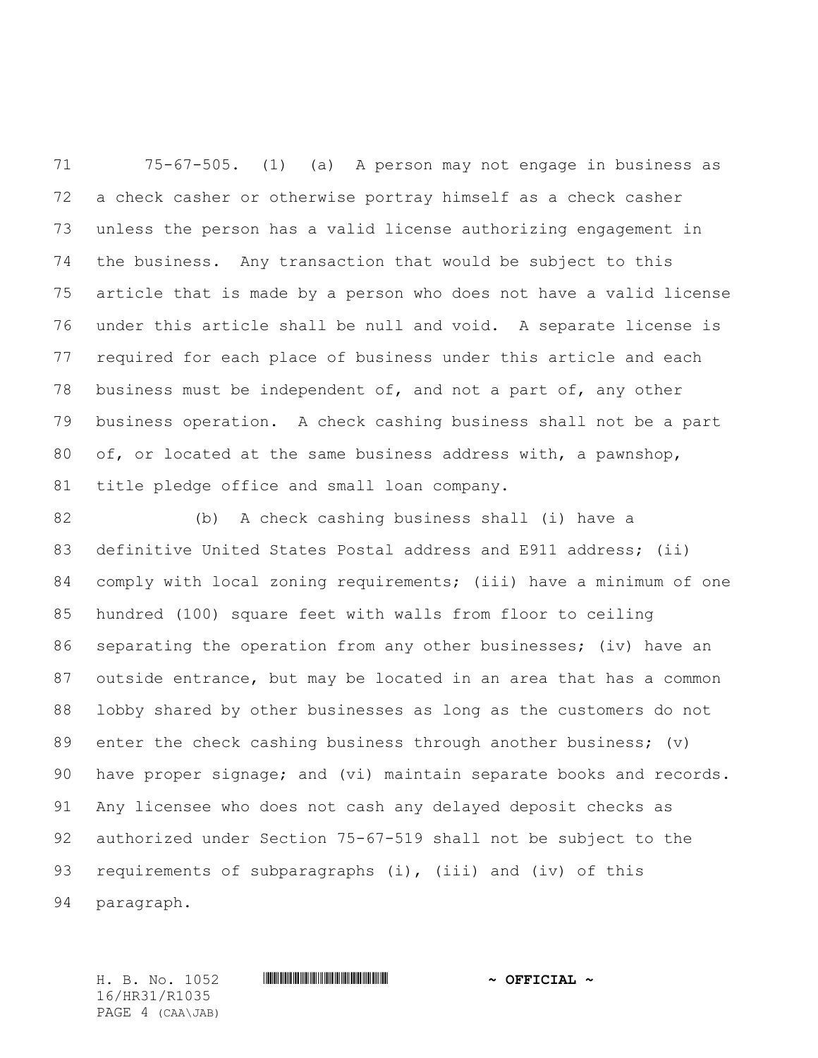75-67-505. (1) (a) A person may not engage in business as a check casher or otherwise portray himself as a check casher unless the person has a valid license authorizing engagement in the business. Any transaction that would be subject to this article that is made by a person who does not have a valid license under this article shall be null and void. A separate license is required for each place of business under this article and each business must be independent of, and not a part of, any other business operation. A check cashing business shall not be a part of, or located at the same business address with, a pawnshop, title pledge office and small loan company.

(b) A check cashing business shall (i) have a definitive United States Postal address and E911 address; (ii) comply with local zoning requirements; (iii) have a minimum of one hundred (100) square feet with walls from floor to ceiling separating the operation from any other businesses; (iv) have an outside entrance, but may be located in an area that has a common lobby shared by other businesses as long as the customers do not enter the check cashing business through another business; (v) have proper signage; and (vi) maintain separate books and records. Any licensee who does not cash any delayed deposit checks as authorized under Section 75-67-519 shall not be subject to the requirements of subparagraphs (i), (iii) and (iv) of this paragraph.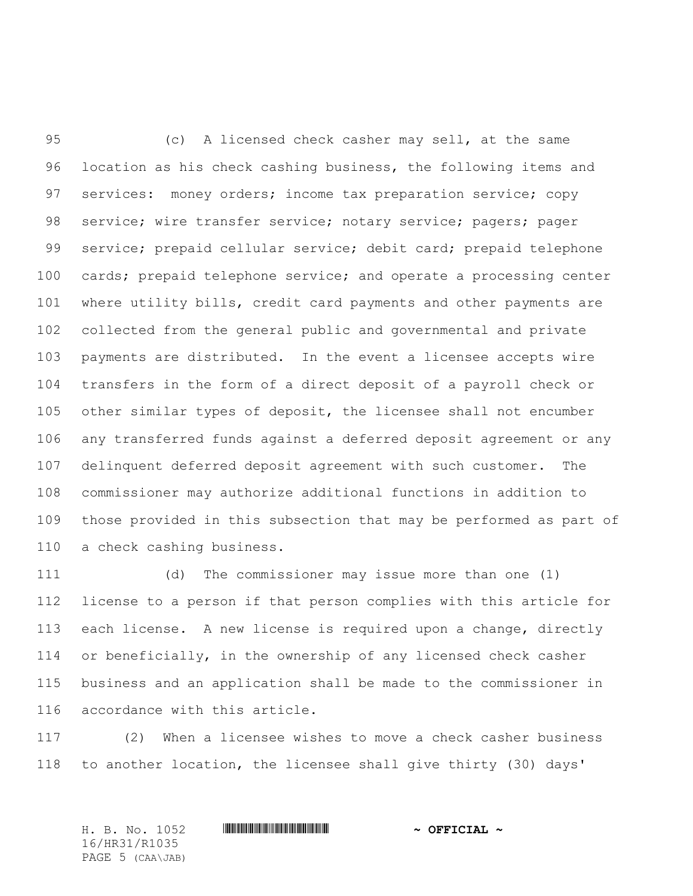(c) A licensed check casher may sell, at the same location as his check cashing business, the following items and services: money orders; income tax preparation service; copy service; wire transfer service; notary service; pagers; pager service; prepaid cellular service; debit card; prepaid telephone cards; prepaid telephone service; and operate a processing center where utility bills, credit card payments and other payments are collected from the general public and governmental and private payments are distributed. In the event a licensee accepts wire transfers in the form of a direct deposit of a payroll check or other similar types of deposit, the licensee shall not encumber any transferred funds against a deferred deposit agreement or any delinquent deferred deposit agreement with such customer. The commissioner may authorize additional functions in addition to those provided in this subsection that may be performed as part of a check cashing business.

(d) The commissioner may issue more than one (1) license to a person if that person complies with this article for each license. A new license is required upon a change, directly or beneficially, in the ownership of any licensed check casher business and an application shall be made to the commissioner in accordance with this article.

(2) When a licensee wishes to move a check casher business to another location, the licensee shall give thirty (30) days'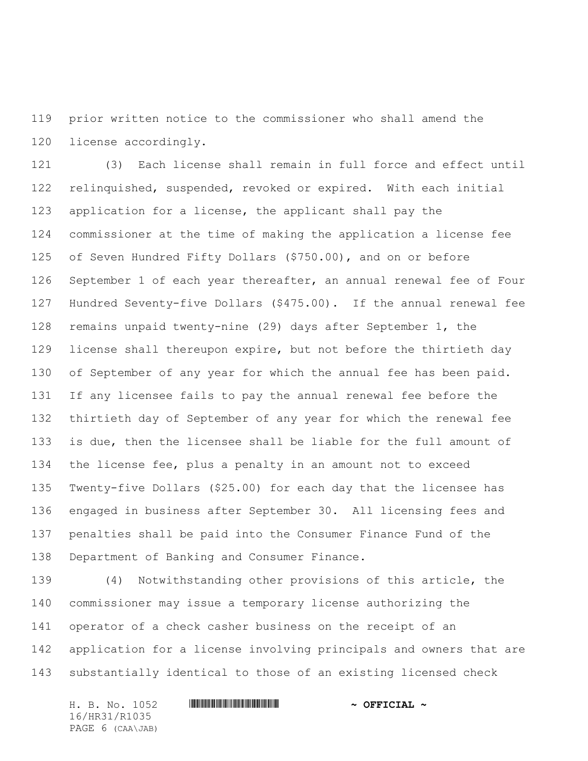prior written notice to the commissioner who shall amend the license accordingly.

(3) Each license shall remain in full force and effect until relinquished, suspended, revoked or expired. With each initial application for a license, the applicant shall pay the commissioner at the time of making the application a license fee of Seven Hundred Fifty Dollars ($750.00), and on or before September 1 of each year thereafter, an annual renewal fee of Four Hundred Seventy-five Dollars ($475.00). If the annual renewal fee remains unpaid twenty-nine (29) days after September 1, the license shall thereupon expire, but not before the thirtieth day of September of any year for which the annual fee has been paid. If any licensee fails to pay the annual renewal fee before the thirtieth day of September of any year for which the renewal fee is due, then the licensee shall be liable for the full amount of the license fee, plus a penalty in an amount not to exceed Twenty-five Dollars ($25.00) for each day that the licensee has engaged in business after September 30. All licensing fees and penalties shall be paid into the Consumer Finance Fund of the Department of Banking and Consumer Finance.

(4) Notwithstanding other provisions of this article, the commissioner may issue a temporary license authorizing the operator of a check casher business on the receipt of an application for a license involving principals and owners that are substantially identical to those of an existing licensed check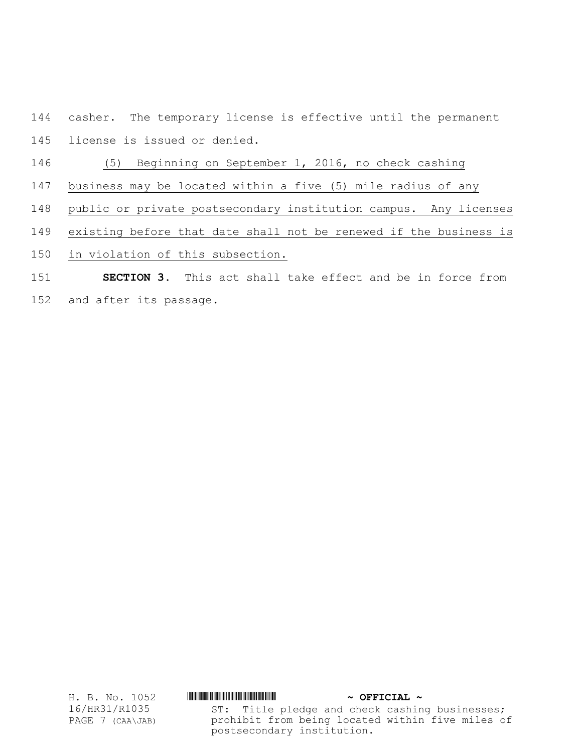casher. The temporary license is effective until the permanent license is issued or denied.

(5) Beginning on September 1, 2016, no check cashing business may be located within a five (5) mile radius of any public or private postsecondary institution campus. Any licenses existing before that date shall not be renewed if the business is in violation of this subsection.

**SECTION 3.** This act shall take effect and be in force from and after its passage.

H. B. No. 1052
16/HR31/R1035
~ OFFICIAL ~
ST: Title pledge and check cashing businesses; prohibit from being located within five miles of postsecondary institution.